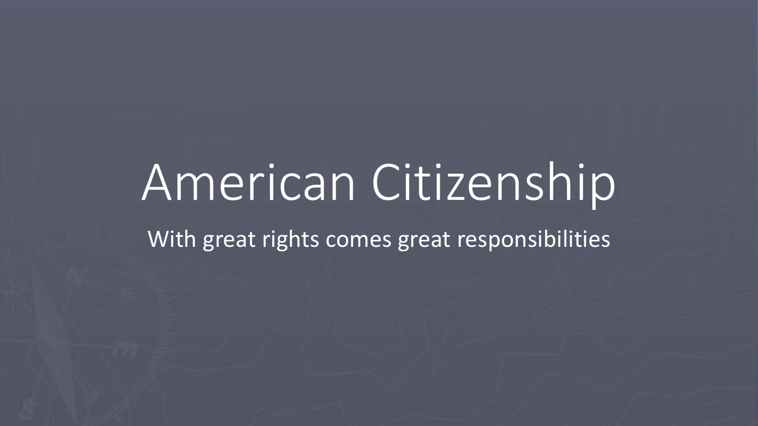# American Citizenship

With great rights comes great responsibilities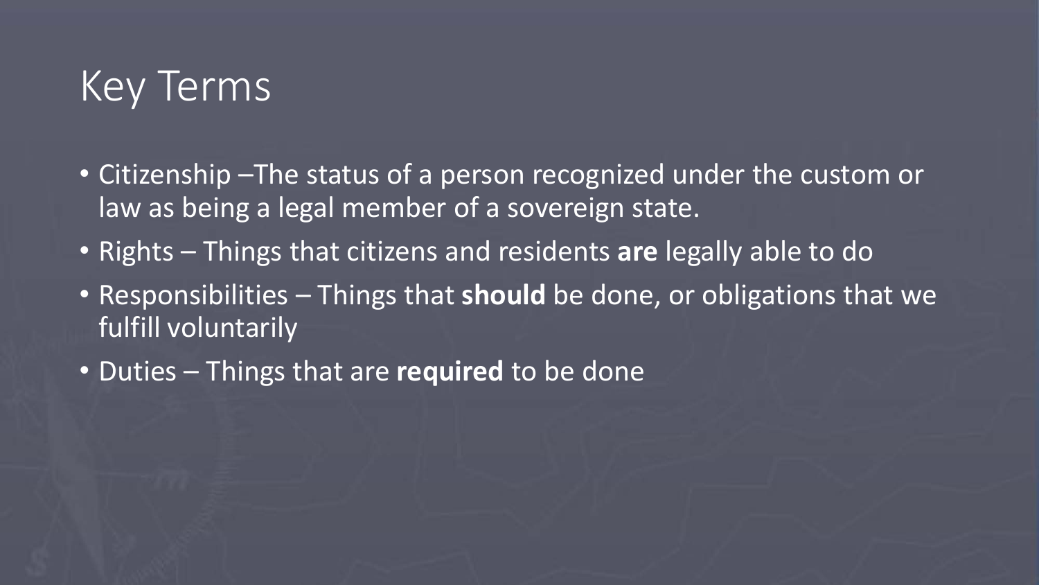# Key Terms

- Citizenship –The status of a person recognized under the custom or law as being a legal member of a sovereign state.
- Rights – Things that citizens and residents **are** legally able to do
- Responsibilities – Things that **should** be done, or obligations that we fulfill voluntarily
- Duties – Things that are **required** to be done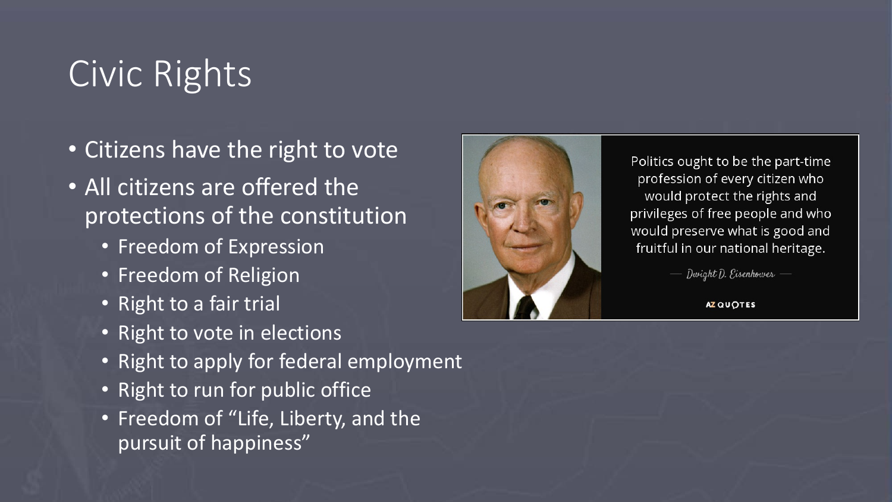# Civic Rights

- Citizens have the right to vote
- All citizens are offered the protections of the constitution
  - Freedom of Expression
  - Freedom of Religion
  - Right to a fair trial
  - Right to vote in elections
  - Right to apply for federal employment
  - Right to run for public office
  - Freedom of "Life, Liberty, and the pursuit of happiness"

Politics ought to be the part-time profession of every citizen who would protect the rights and privileges of free people and who would preserve what is good and fruitful in our national heritage.

— Dwight D. Eisenhower —

AZ QUOTES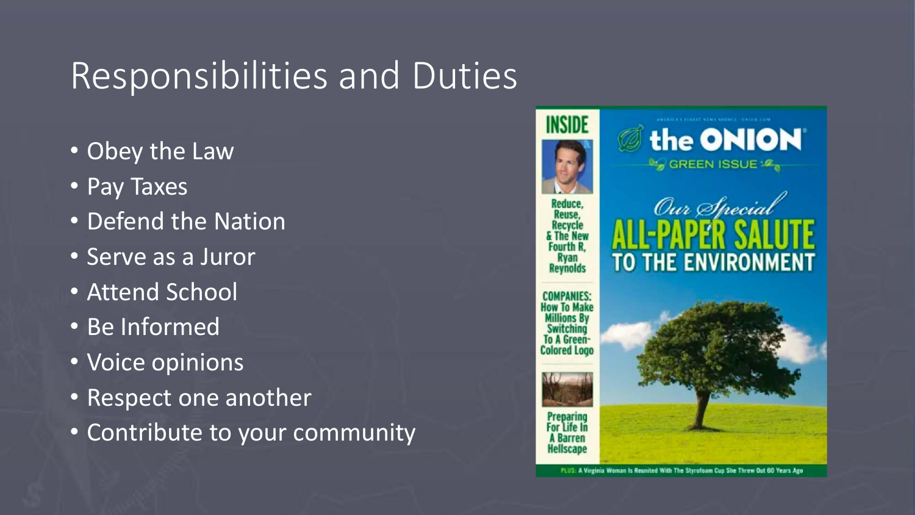# Responsibilities and Duties

- Obey the Law
- Pay Taxes
- Defend the Nation
- Serve as a Juror
- Attend School
- Be Informed
- Voice opinions
- Respect one another
- Contribute to your community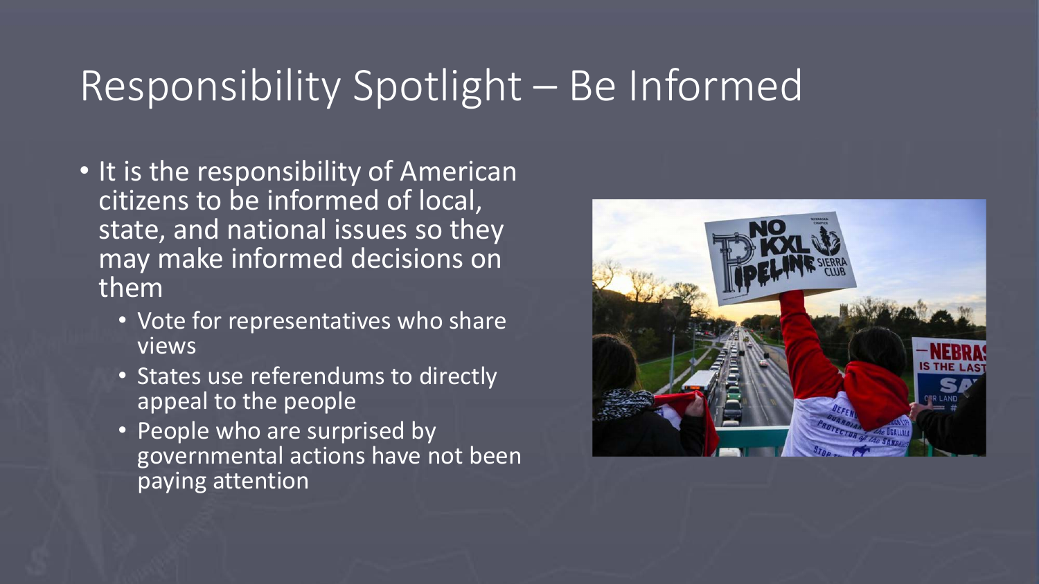# Responsibility Spotlight – Be Informed

- It is the responsibility of American citizens to be informed of local, state, and national issues so they may make informed decisions on them
  - Vote for representatives who share views
  - States use referendums to directly appeal to the people
  - People who are surprised by governmental actions have not been paying attention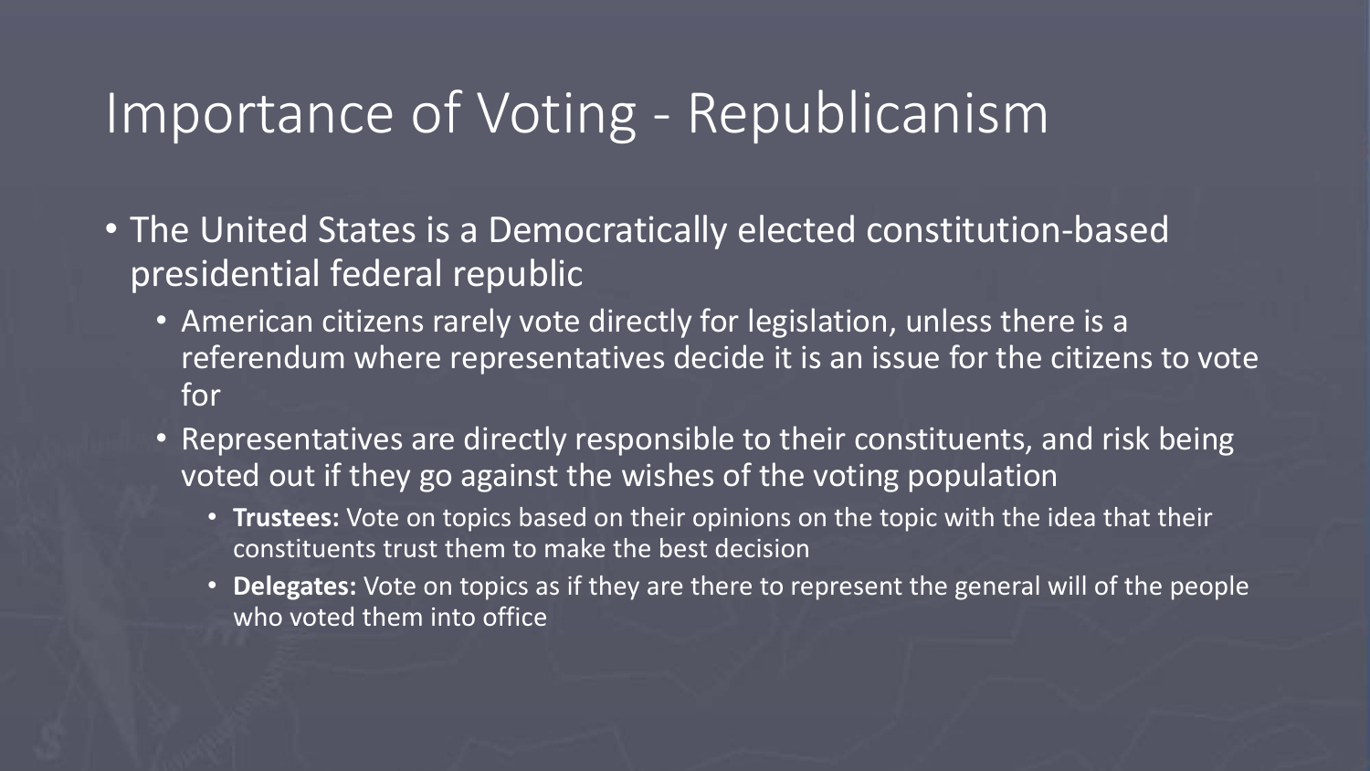# Importance of Voting - Republicanism

- The United States is a Democratically elected constitution-based presidential federal republic
  - American citizens rarely vote directly for legislation, unless there is a referendum where representatives decide it is an issue for the citizens to vote for
  - Representatives are directly responsible to their constituents, and risk being voted out if they go against the wishes of the voting population
    - **Trustees:** Vote on topics based on their opinions on the topic with the idea that their constituents trust them to make the best decision
    - **Delegates:** Vote on topics as if they are there to represent the general will of the people who voted them into office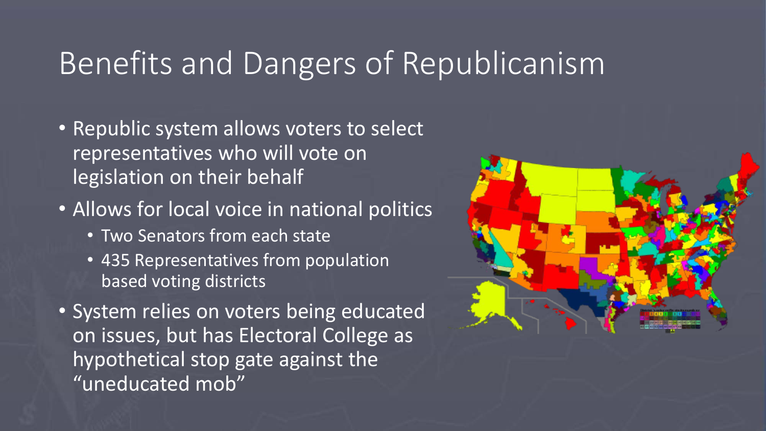# Benefits and Dangers of Republicanism

- Republic system allows voters to select representatives who will vote on legislation on their behalf
- Allows for local voice in national politics
  - Two Senators from each state
  - 435 Representatives from population based voting districts
- System relies on voters being educated on issues, but has Electoral College as hypothetical stop gate against the "uneducated mob"